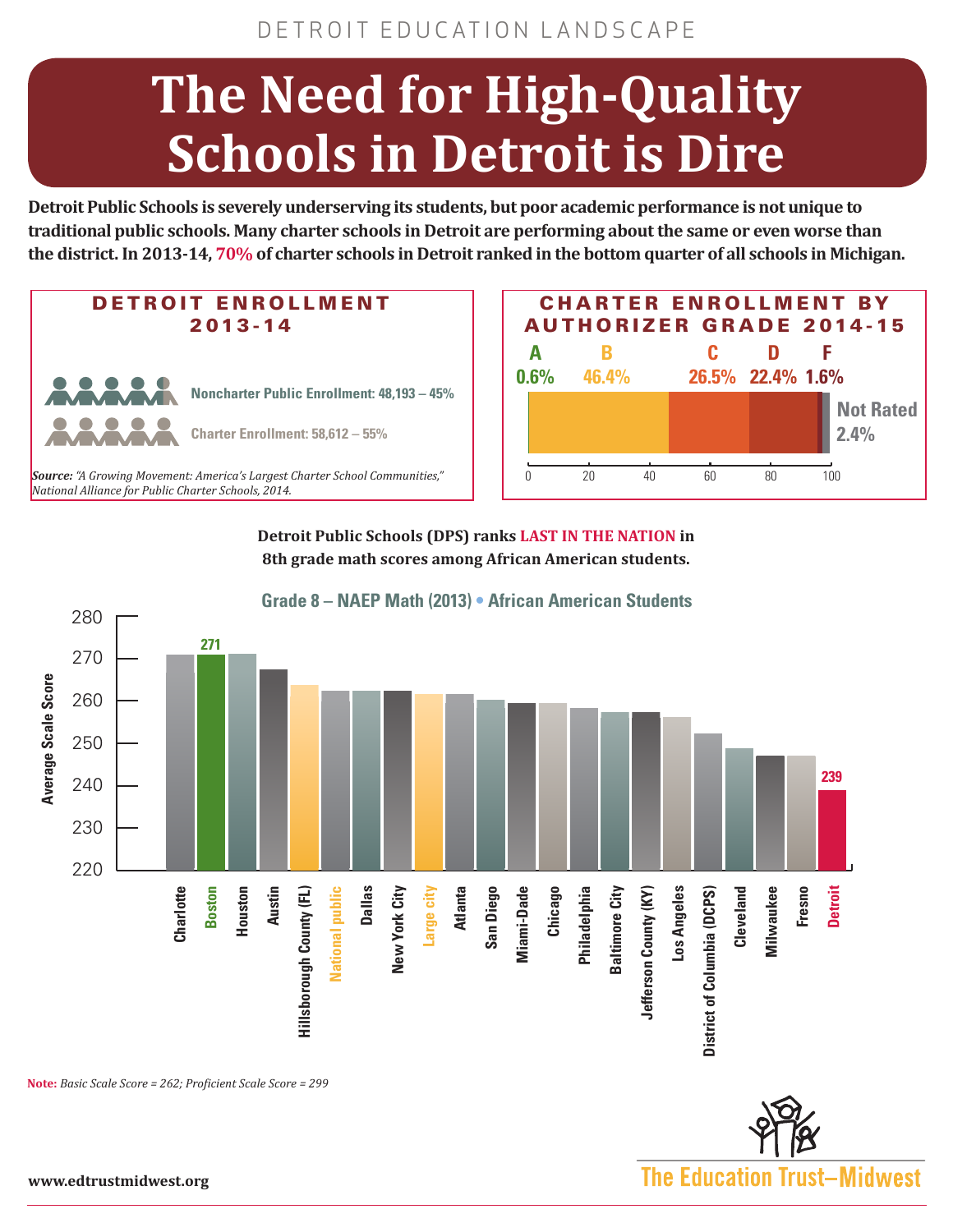DETROIT EDUCATION LANDSCAPE

# The Need for High-Quality Schools in Detroit is Dire

**Detroit Public Schools is severely underserving its students, but poor academic performance is not unique to traditional public schools. Many charter schools in Detroit are performing about the same or even worse than the district. In 2013-14, 70% of charter schools in Detroit ranked in the bottom quarter of all schools in Michigan.**

## DETROIT ENROLLMENT 2013-14

Noncharter Public Enrollment: 48,193 – 45%

Charter Enrollment: 58,612 – 55%

***Source:*** *"A Growing Movement: America's Largest Charter School Communities," National Alliance for Public Charter Schools, 2014.*

## CHARTER ENROLLMENT BY AUTHORIZER GRADE 2014-15

| A | B | C | D | F | Not Rated |
|---|---|---|---|---|---|
| 0.6% | 46.4% | 26.5% | 22.4% | 1.6% | 2.4% |

**Detroit Public Schools (DPS) ranks LAST IN THE NATION in 8th grade math scores among African American students.**

### Grade 8 – NAEP Math (2013) • African American Students

Average Scale Score

| District | Score |
|---|---|
| Charlotte | |
| Boston | 271 |
| Houston | |
| Austin | |
| Hillsborough County (FL) | |
| National public | |
| Dallas | |
| New York City | |
| Large city | |
| Atlanta | |
| San Diego | |
| Miami-Dade | |
| Chicago | |
| Philadelphia | |
| Baltimore City | |
| Jefferson County (KY) | |
| Los Angeles | |
| District of Columbia (DCPS) | |
| Cleveland | |
| Milwaukee | |
| Fresno | |
| Detroit | 239 |

**Note:** *Basic Scale Score = 262; Proficient Scale Score = 299*

www.edtrustmidwest.org

The Education Trust–Midwest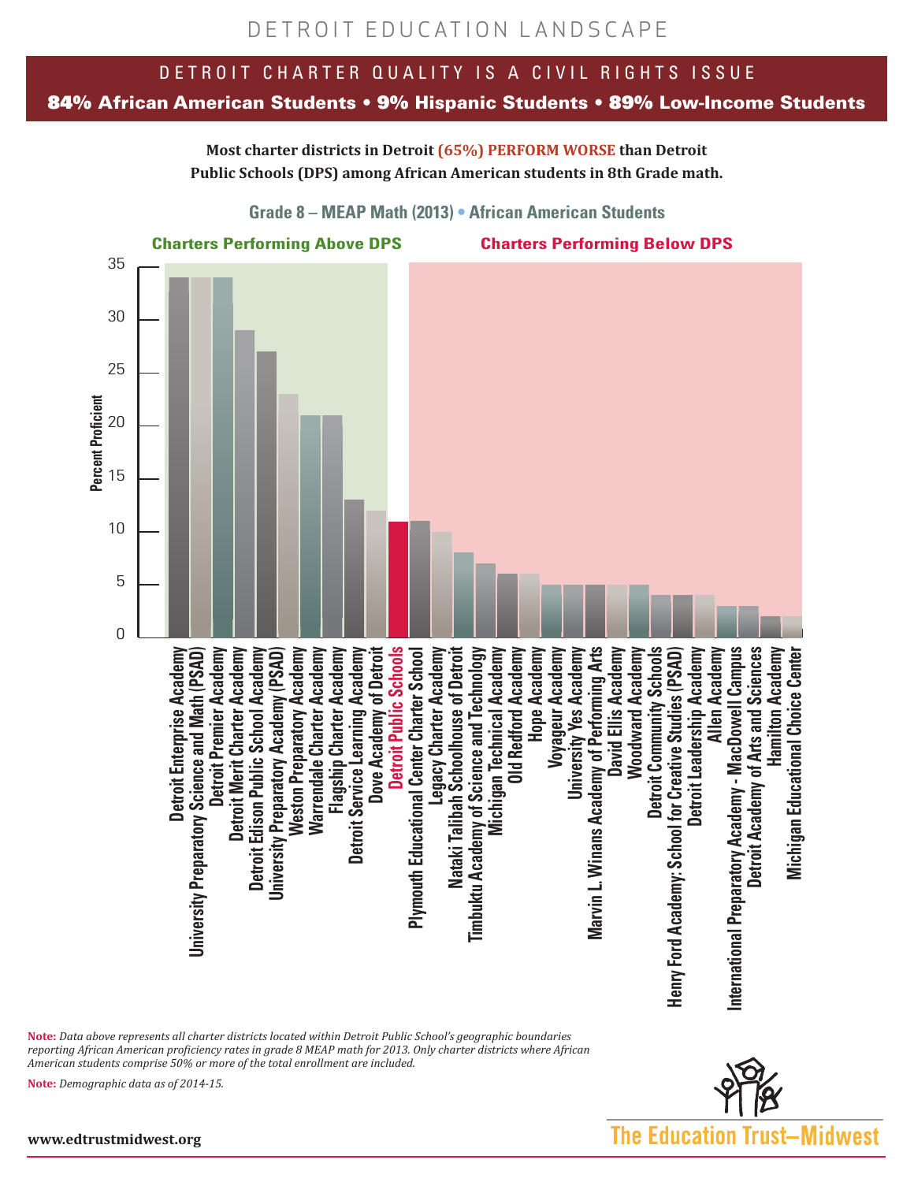DETROIT EDUCATION LANDSCAPE

## DETROIT CHARTER QUALITY IS A CIVIL RIGHTS ISSUE

**84% African American Students • 9% Hispanic Students • 89% Low-Income Students**

**Most charter districts in Detroit (65%) PERFORM WORSE than Detroit Public Schools (DPS) among African American students in 8th Grade math.**

Grade 8 – MEAP Math (2013) • African American Students

Charters Performing Above DPS

Charters Performing Below DPS

Percent Proficient

0
5
10
15
20
25
30
35

Detroit Enterprise Academy
University Preparatory Science and Math (PSAD)
Detroit Premier Academy
Detroit Merit Charter Academy
Detroit Edison Public School Academy
University Preparatory Academy (PSAD)
Weston Preparatory Academy
Warrendale Charter Academy
Flagship Charter Academy
Detroit Service Learning Academy
Dove Academy of Detroit
Detroit Public Schools
Plymouth Educational Center Charter School
Legacy Charter Academy
Nataki Talibah Schoolhouse of Detroit
Timbuktu Academy of Science and Technology
Michigan Technical Academy
Old Redford Academy
Hope Academy
Voyageur Academy
University Yes Academy
Marvin L. Winans Academy of Performing Arts
David Ellis Academy
Woodward Academy
Detroit Community Schools
Henry Ford Academy: School for Creative Studies (PSAD)
Detroit Leadership Academy
Allen Academy
International Preparatory Academy - MacDowell Campus
Detroit Academy of Arts and Sciences
Hamilton Academy
Michigan Educational Choice Center

**Note:** *Data above represents all charter districts located within Detroit Public School's geographic boundaries reporting African American proficiency rates in grade 8 MEAP math for 2013. Only charter districts where African American students comprise 50% or more of the total enrollment are included.*

**Note:** *Demographic data as of 2014-15.*

**www.edtrustmidwest.org**

The Education Trust–Midwest